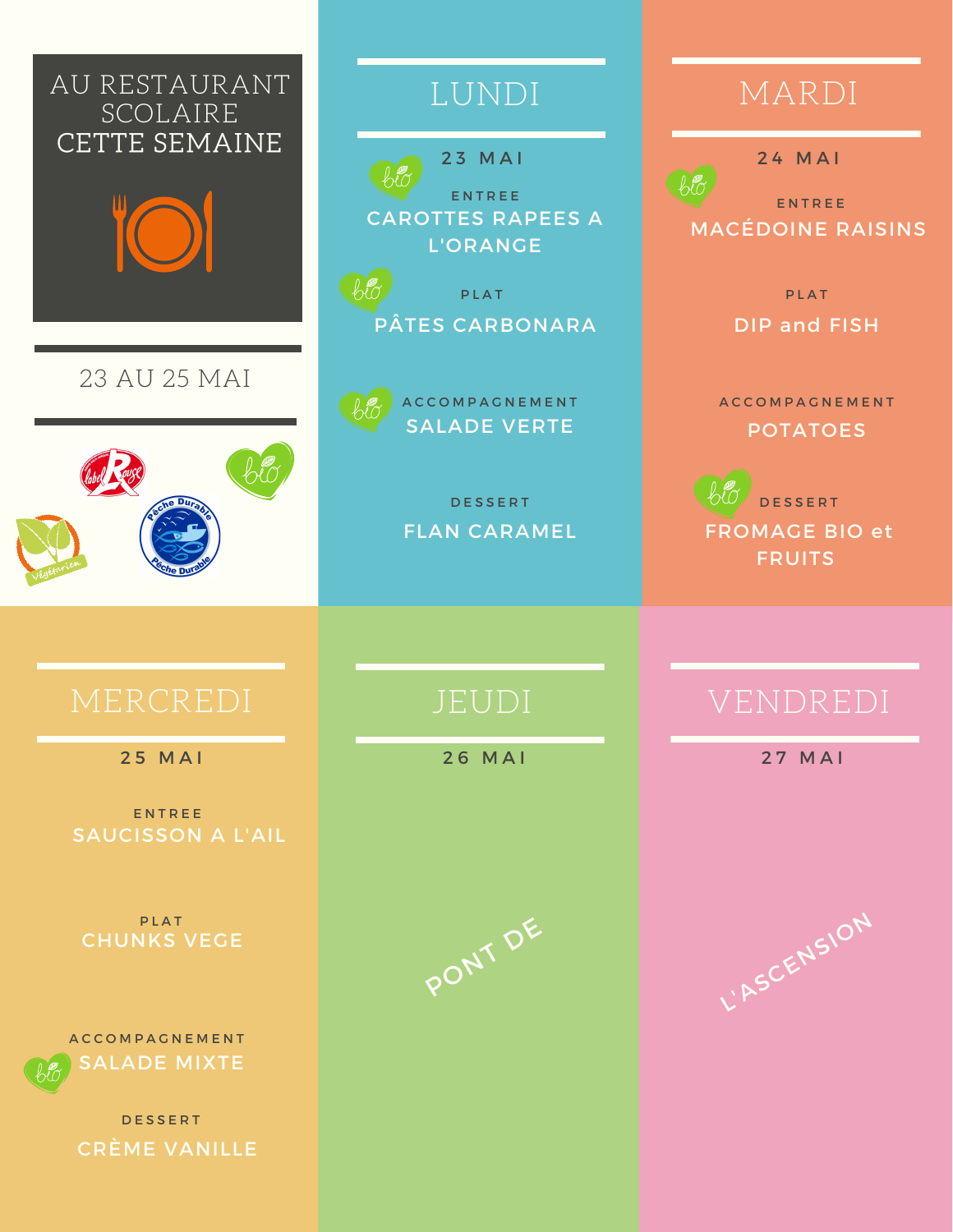# AU RESTAURANT SCOLAIRE CETTE SEMAINE

23 AU 25 MAI

## LUNDI

23 MAI

ENTREE
CAROTTES RAPEES A L'ORANGE

PLAT
PÂTES CARBONARA

ACCOMPAGNEMENT
SALADE VERTE

DESSERT
FLAN CARAMEL

## MARDI

24 MAI

ENTREE
MACÉDOINE RAISINS

PLAT
DIP and FISH

ACCOMPAGNEMENT
POTATOES

DESSERT
FROMAGE BIO et FRUITS

## MERCREDI

25 MAI

ENTREE
SAUCISSON A L'AIL

PLAT
CHUNKS VEGE

ACCOMPAGNEMENT
SALADE MIXTE

DESSERT
CRÈME VANILLE

## JEUDI

26 MAI

PONT DE

## VENDREDI

27 MAI

L'ASCENSION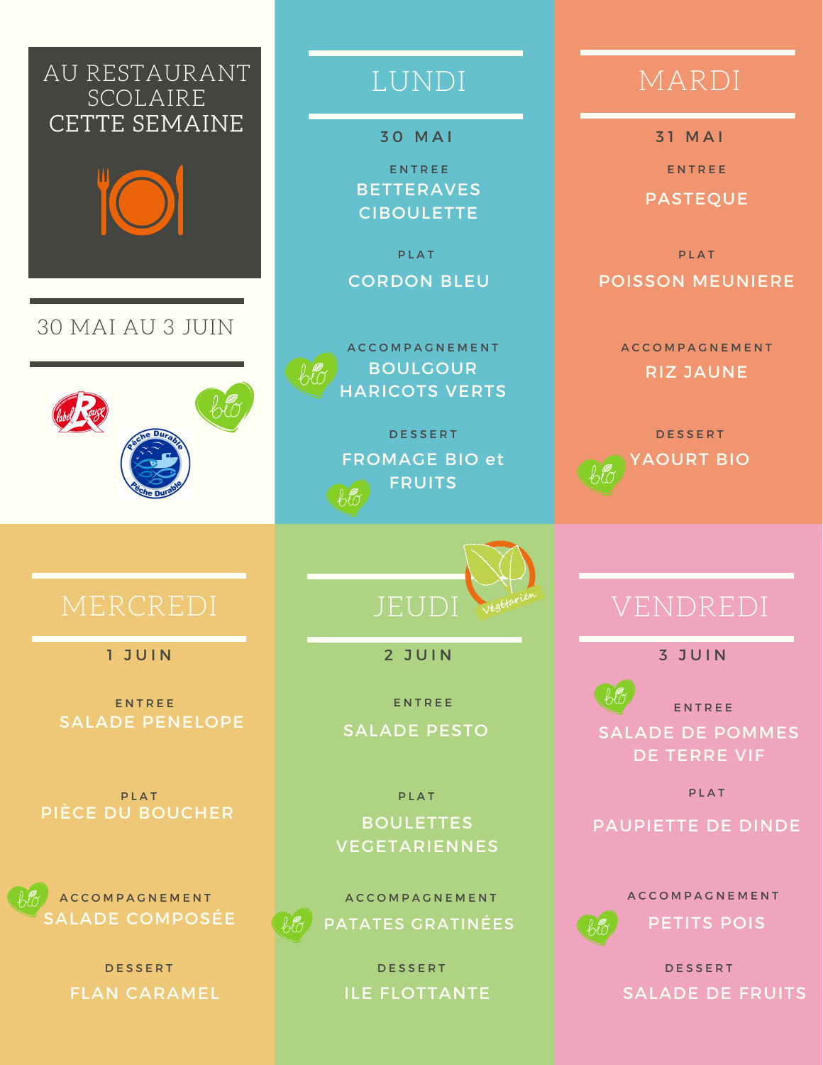# AU RESTAURANT SCOLAIRE CETTE SEMAINE

30 MAI AU 3 JUIN

## LUNDI

30 MAI

ENTREE
BETTERAVES CIBOULETTE

PLAT
CORDON BLEU

ACCOMPAGNEMENT
BOULGOUR HARICOTS VERTS

DESSERT
FROMAGE BIO et FRUITS

## MARDI

31 MAI

ENTREE
PASTEQUE

PLAT
POISSON MEUNIERE

ACCOMPAGNEMENT
RIZ JAUNE

DESSERT
YAOURT BIO

## MERCREDI

1 JUIN

ENTREE
SALADE PENELOPE

PLAT
PIÈCE DU BOUCHER

ACCOMPAGNEMENT
SALADE COMPOSÉE

DESSERT
FLAN CARAMEL

## JEUDI

Végétarien

2 JUIN

ENTREE
SALADE PESTO

PLAT
BOULETTES VEGETARIENNES

ACCOMPAGNEMENT
PATATES GRATINÉES

DESSERT
ILE FLOTTANTE

## VENDREDI

3 JUIN

ENTREE
SALADE DE POMMES DE TERRE VIF

PLAT
PAUPIETTE DE DINDE

ACCOMPAGNEMENT
PETITS POIS

DESSERT
SALADE DE FRUITS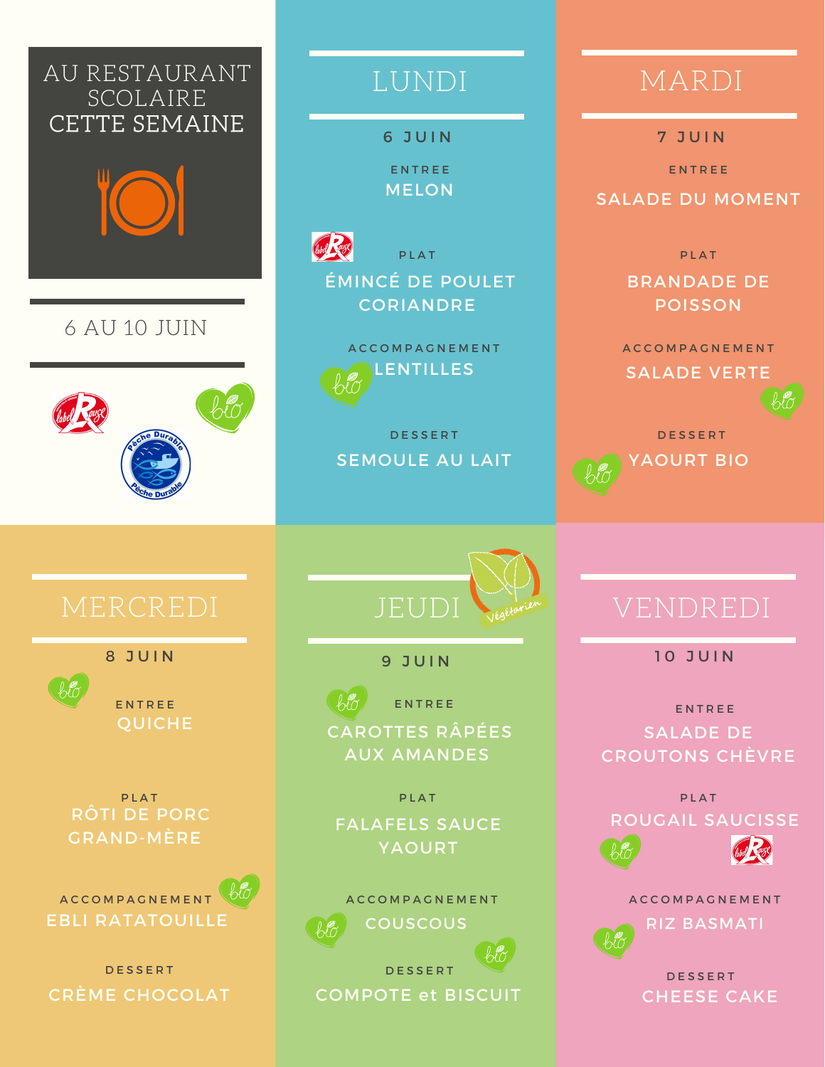# AU RESTAURANT SCOLAIRE CETTE SEMAINE

## 6 AU 10 JUIN

## LUNDI

**6 JUIN**

ENTREE
MELON

PLAT
ÉMINCÉ DE POULET CORIANDRE

ACCOMPAGNEMENT
LENTILLES

DESSERT
SEMOULE AU LAIT

## MARDI

**7 JUIN**

ENTREE
SALADE DU MOMENT

PLAT
BRANDADE DE POISSON

ACCOMPAGNEMENT
SALADE VERTE

DESSERT
YAOURT BIO

## MERCREDI

**8 JUIN**

ENTREE
QUICHE

PLAT
RÔTI DE PORC GRAND-MÈRE

ACCOMPAGNEMENT
EBLI RATATOUILLE

DESSERT
CRÈME CHOCOLAT

## JEUDI

Végétarien

**9 JUIN**

ENTREE
CAROTTES RÂPÉES AUX AMANDES

PLAT
FALAFELS SAUCE YAOURT

ACCOMPAGNEMENT
COUSCOUS

DESSERT
COMPOTE et BISCUIT

## VENDREDI

**10 JUIN**

ENTREE
SALADE DE CROUTONS CHÈVRE

PLAT
ROUGAIL SAUCISSE

ACCOMPAGNEMENT
RIZ BASMATI

DESSERT
CHEESE CAKE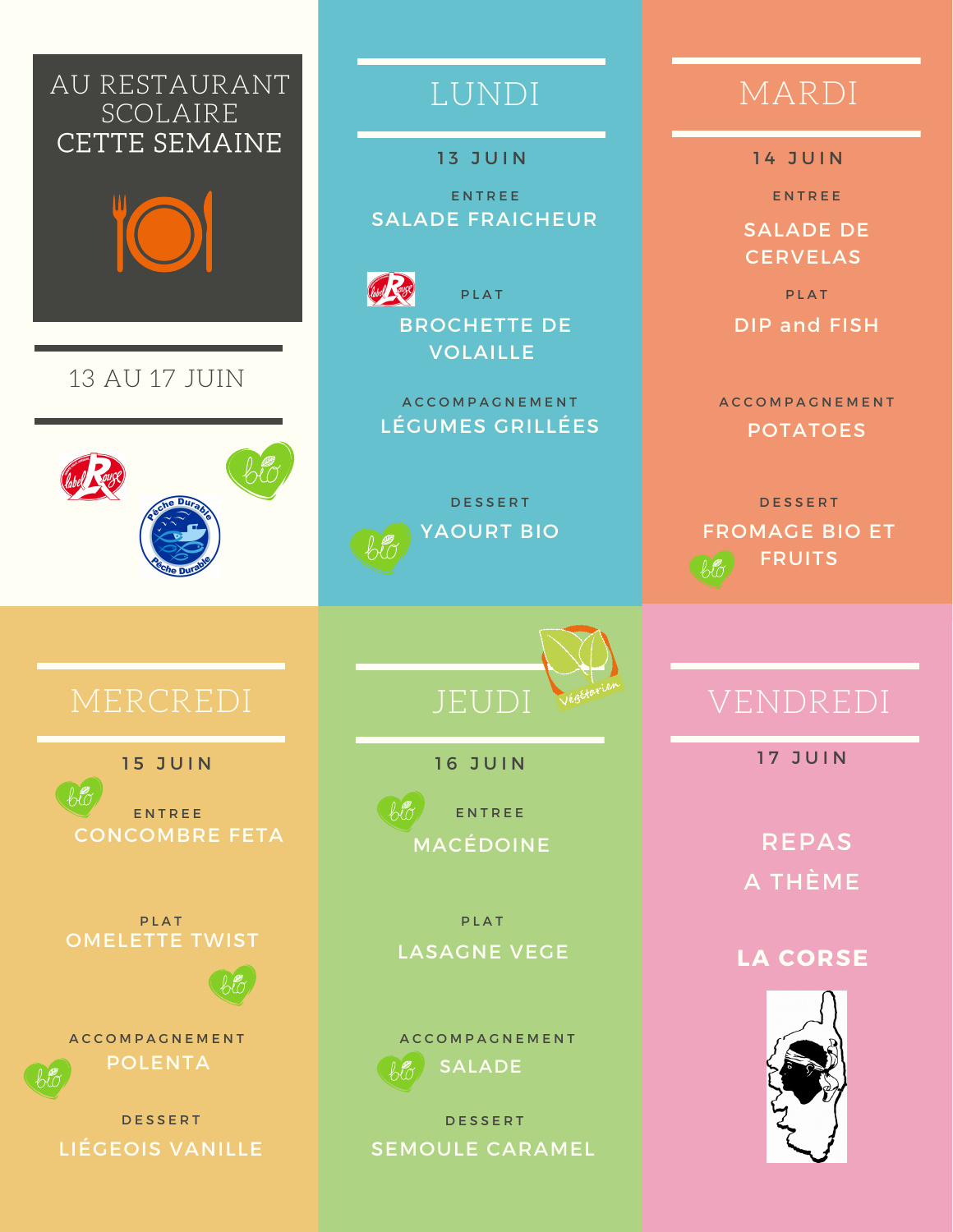# AU RESTAURANT SCOLAIRE CETTE SEMAINE

13 AU 17 JUIN

## LUNDI

**13 JUIN**

ENTREE
SALADE FRAICHEUR

PLAT
BROCHETTE DE VOLAILLE

ACCOMPAGNEMENT
LÉGUMES GRILLÉES

DESSERT
YAOURT BIO

## MARDI

**14 JUIN**

ENTREE
SALADE DE CERVELAS

PLAT
DIP and FISH

ACCOMPAGNEMENT
POTATOES

DESSERT
FROMAGE BIO ET FRUITS

## MERCREDI

**15 JUIN**

ENTREE
CONCOMBRE FETA

PLAT
OMELETTE TWIST

ACCOMPAGNEMENT
POLENTA

DESSERT
LIÉGEOIS VANILLE

## JEUDI

**16 JUIN**

ENTREE
MACÉDOINE

PLAT
LASAGNE VEGE

ACCOMPAGNEMENT
SALADE

DESSERT
SEMOULE CARAMEL

## VENDREDI

**17 JUIN**

REPAS A THÈME

**LA CORSE**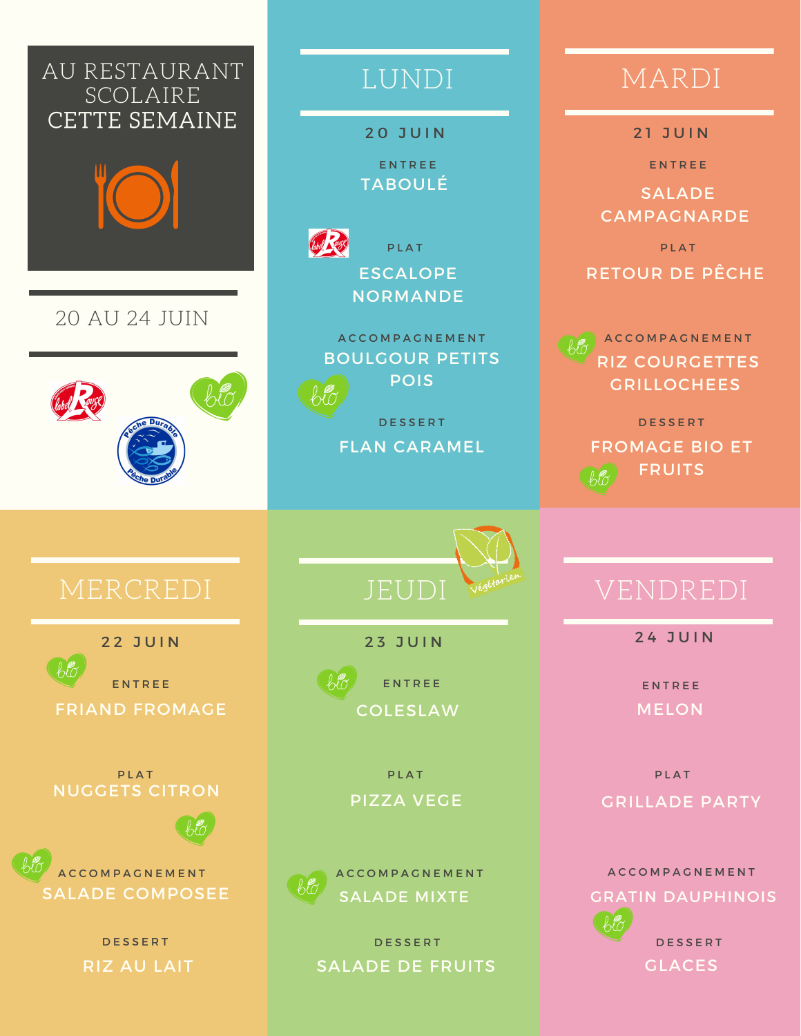# AU RESTAURANT SCOLAIRE CETTE SEMAINE

## 20 AU 24 JUIN

## LUNDI

**20 JUIN**

ENTREE
TABOULÉ

PLAT
ESCALOPE NORMANDE

ACCOMPAGNEMENT
BOULGOUR PETITS POIS

DESSERT
FLAN CARAMEL

## MARDI

**21 JUIN**

ENTREE
SALADE CAMPAGNARDE

PLAT
RETOUR DE PÊCHE

ACCOMPAGNEMENT
RIZ COURGETTES GRILLOCHEES

DESSERT
FROMAGE BIO ET FRUITS

## MERCREDI

**22 JUIN**

ENTREE
FRIAND FROMAGE

PLAT
NUGGETS CITRON

ACCOMPAGNEMENT
SALADE COMPOSEE

DESSERT
RIZ AU LAIT

## JEUDI

**23 JUIN**

ENTREE
COLESLAW

PLAT
PIZZA VEGE

ACCOMPAGNEMENT
SALADE MIXTE

DESSERT
SALADE DE FRUITS

## VENDREDI

**24 JUIN**

ENTREE
MELON

PLAT
GRILLADE PARTY

ACCOMPAGNEMENT
GRATIN DAUPHINOIS

DESSERT
GLACES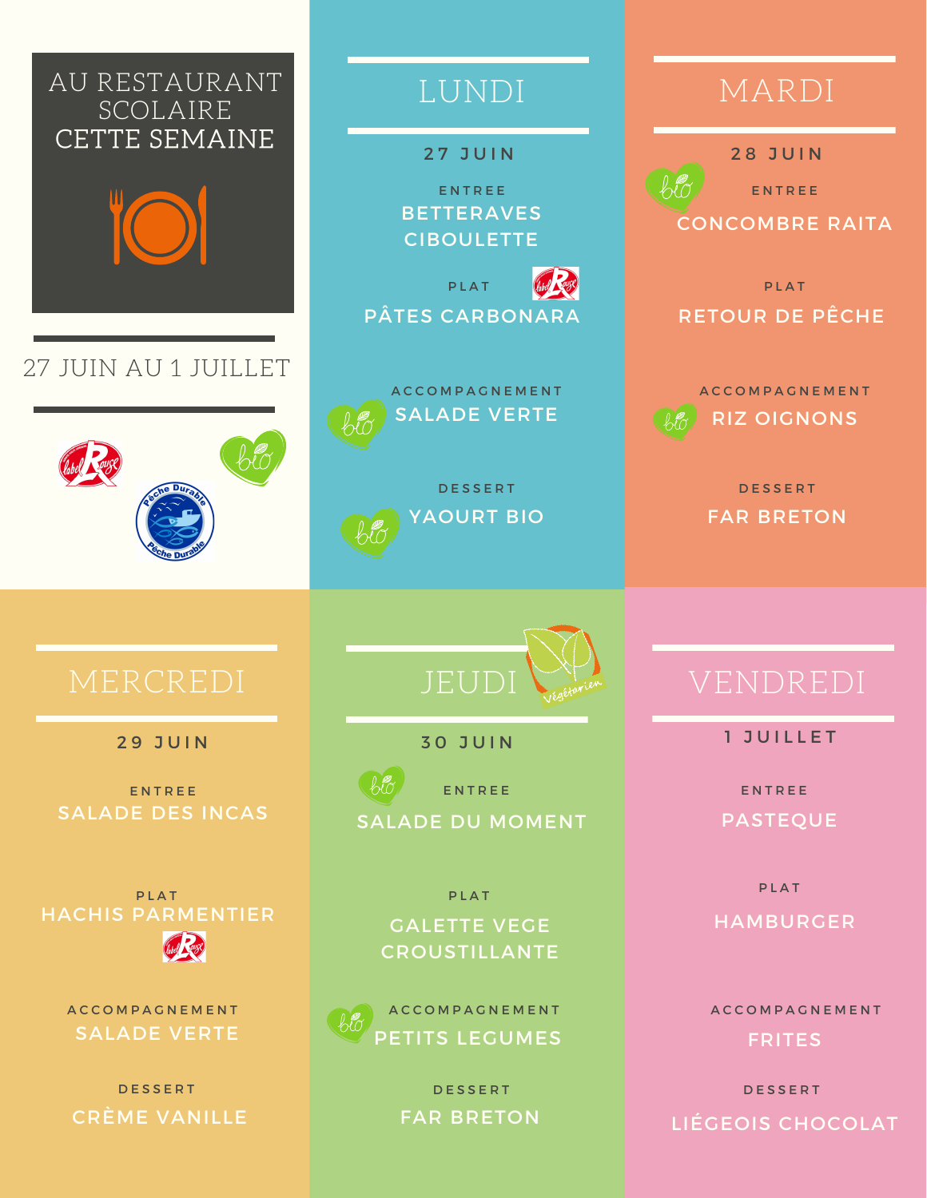# AU RESTAURANT SCOLAIRE CETTE SEMAINE

27 JUIN AU 1 JUILLET

## LUNDI

27 JUIN

ENTREE
BETTERAVES CIBOULETTE

PLAT
PÂTES CARBONARA

ACCOMPAGNEMENT
SALADE VERTE

DESSERT
YAOURT BIO

## MARDI

28 JUIN

ENTREE
CONCOMBRE RAITA

PLAT
RETOUR DE PÊCHE

ACCOMPAGNEMENT
RIZ OIGNONS

DESSERT
FAR BRETON

## MERCREDI

29 JUIN

ENTREE
SALADE DES INCAS

PLAT
HACHIS PARMENTIER

ACCOMPAGNEMENT
SALADE VERTE

DESSERT
CRÈME VANILLE

## JEUDI

Végétarien

30 JUIN

ENTREE
SALADE DU MOMENT

PLAT
GALETTE VEGE CROUSTILLANTE

ACCOMPAGNEMENT
PETITS LEGUMES

DESSERT
FAR BRETON

## VENDREDI

1 JUILLET

ENTREE
PASTEQUE

PLAT
HAMBURGER

ACCOMPAGNEMENT
FRITES

DESSERT
LIÉGEOIS CHOCOLAT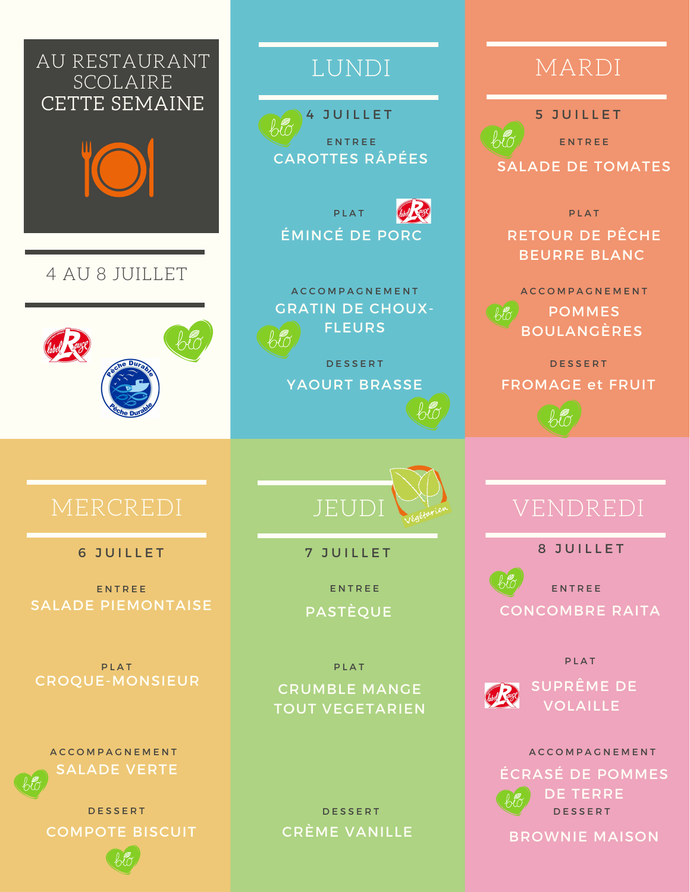# AU RESTAURANT SCOLAIRE CETTE SEMAINE

## 4 AU 8 JUILLET

## LUNDI

4 JUILLET

ENTREE
CAROTTES RÂPÉES

PLAT
ÉMINCÉ DE PORC

ACCOMPAGNEMENT
GRATIN DE CHOUX-FLEURS

DESSERT
YAOURT BRASSE

## MARDI

5 JUILLET

ENTREE
SALADE DE TOMATES

PLAT
RETOUR DE PÊCHE BEURRE BLANC

ACCOMPAGNEMENT
POMMES BOULANGÈRES

DESSERT
FROMAGE et FRUIT

## MERCREDI

6 JUILLET

ENTREE
SALADE PIEMONTAISE

PLAT
CROQUE-MONSIEUR

ACCOMPAGNEMENT
SALADE VERTE

DESSERT
COMPOTE BISCUIT

## JEUDI

7 JUILLET

ENTREE
PASTÈQUE

PLAT
CRUMBLE MANGE TOUT VEGETARIEN

DESSERT
CRÈME VANILLE

## VENDREDI

8 JUILLET

ENTREE
CONCOMBRE RAITA

PLAT
SUPRÊME DE VOLAILLE

ACCOMPAGNEMENT
ÉCRASÉ DE POMMES DE TERRE

DESSERT
BROWNIE MAISON